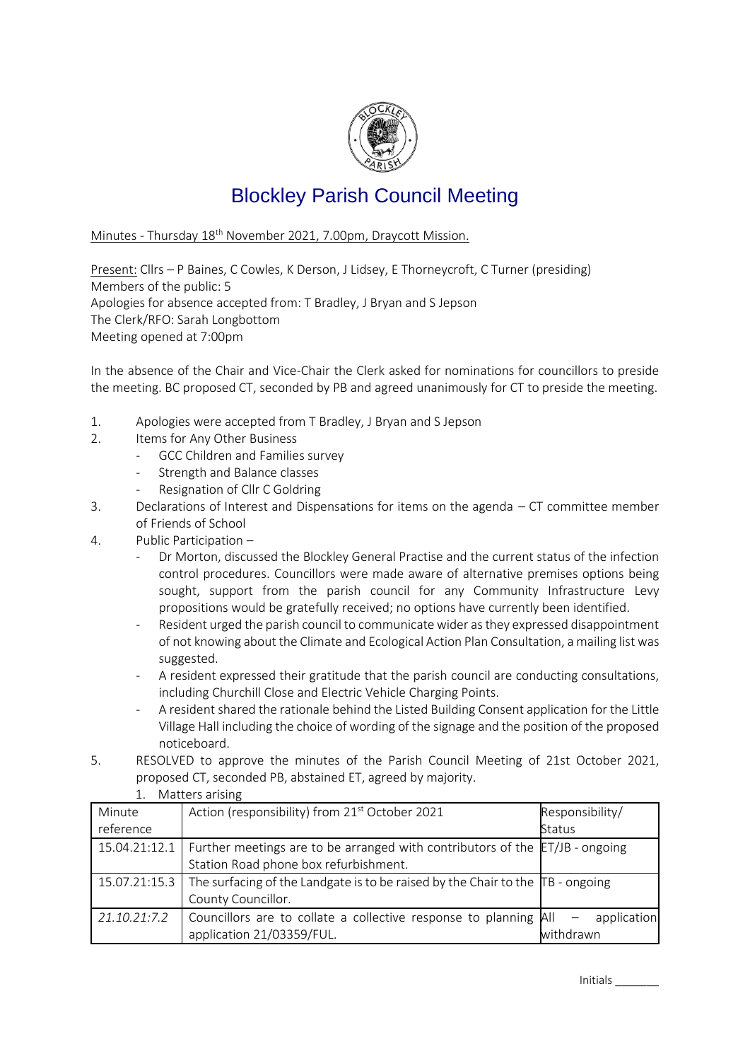# Blockley Parish Council Meeting

Minutes - Thursday 18th November 2021, 7.00pm, Draycott Mission.

Present: Cllrs – P Baines, C Cowles, K Derson, J Lidsey, E Thorneycroft, C Turner (presiding)
Members of the public: 5
Apologies for absence accepted from: T Bradley, J Bryan and S Jepson
The Clerk/RFO: Sarah Longbottom
Meeting opened at 7:00pm

In the absence of the Chair and Vice-Chair the Clerk asked for nominations for councillors to preside the meeting. BC proposed CT, seconded by PB and agreed unanimously for CT to preside the meeting.

1. Apologies were accepted from T Bradley, J Bryan and S Jepson
2. Items for Any Other Business
   - GCC Children and Families survey
   - Strength and Balance classes
   - Resignation of Cllr C Goldring
3. Declarations of Interest and Dispensations for items on the agenda – CT committee member of Friends of School
4. Public Participation –
   - Dr Morton, discussed the Blockley General Practise and the current status of the infection control procedures. Councillors were made aware of alternative premises options being sought, support from the parish council for any Community Infrastructure Levy propositions would be gratefully received; no options have currently been identified.
   - Resident urged the parish council to communicate wider as they expressed disappointment of not knowing about the Climate and Ecological Action Plan Consultation, a mailing list was suggested.
   - A resident expressed their gratitude that the parish council are conducting consultations, including Churchill Close and Electric Vehicle Charging Points.
   - A resident shared the rationale behind the Listed Building Consent application for the Little Village Hall including the choice of wording of the signage and the position of the proposed noticeboard.
5. RESOLVED to approve the minutes of the Parish Council Meeting of 21st October 2021, proposed CT, seconded PB, abstained ET, agreed by majority.
   1. Matters arising

| Minute reference | Action (responsibility) from 21st October 2021 | Responsibility/ Status |
|---|---|---|
| 15.04.21:12.1 | Further meetings are to be arranged with contributors of the Station Road phone box refurbishment. | ET/JB - ongoing |
| 15.07.21:15.3 | The surfacing of the Landgate is to be raised by the Chair to the County Councillor. | TB - ongoing |
| *21.10.21:7.2* | Councillors are to collate a collective response to planning application 21/03359/FUL. | All – application withdrawn |

Initials _______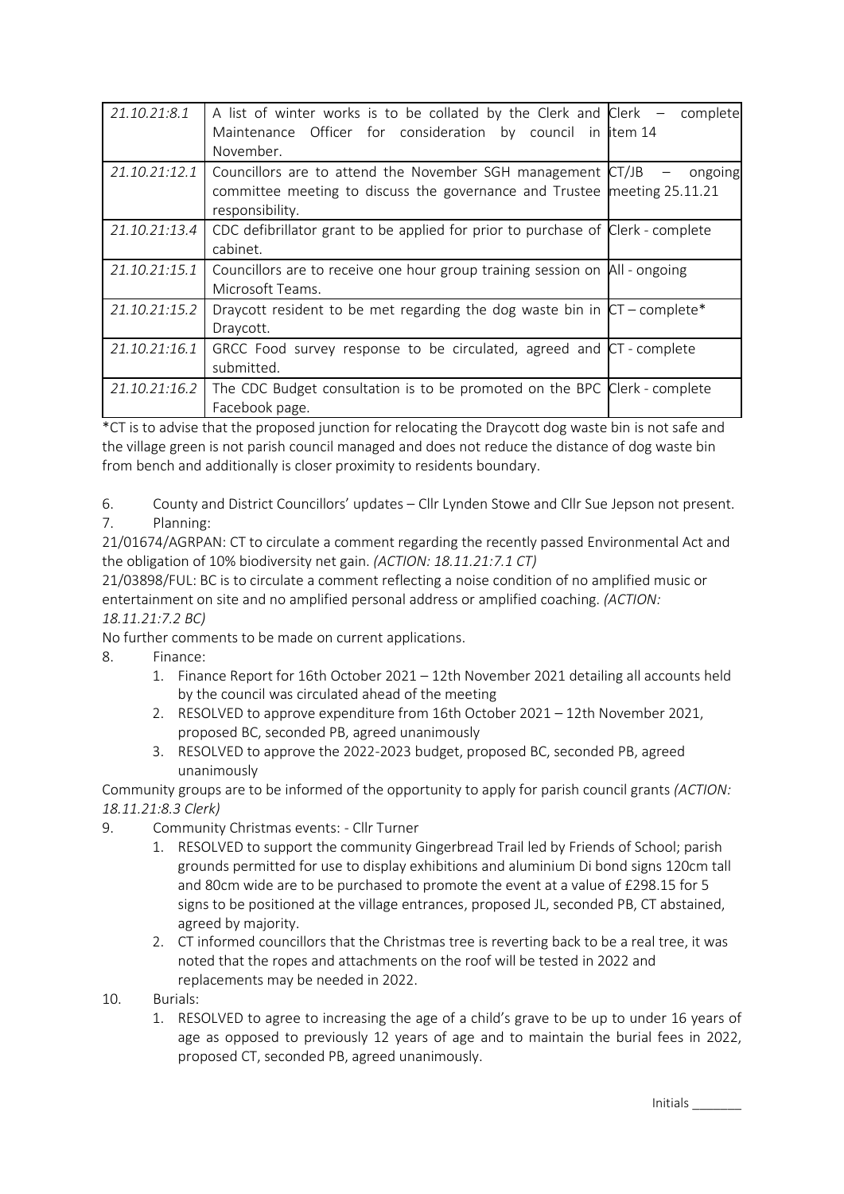| | | |
|---|---|---|
| *21.10.21:8.1* | A list of winter works is to be collated by the Clerk and Maintenance Officer for consideration by council in November. | Clerk – complete item 14 |
| *21.10.21:12.1* | Councillors are to attend the November SGH management committee meeting to discuss the governance and Trustee responsibility. | CT/JB – ongoing meeting 25.11.21 |
| *21.10.21:13.4* | CDC defibrillator grant to be applied for prior to purchase of cabinet. | Clerk - complete |
| *21.10.21:15.1* | Councillors are to receive one hour group training session on Microsoft Teams. | All - ongoing |
| *21.10.21:15.2* | Draycott resident to be met regarding the dog waste bin in Draycott. | CT – complete* |
| *21.10.21:16.1* | GRCC Food survey response to be circulated, agreed and submitted. | CT - complete |
| *21.10.21:16.2* | The CDC Budget consultation is to be promoted on the BPC Facebook page. | Clerk - complete |

*CT is to advise that the proposed junction for relocating the Draycott dog waste bin is not safe and the village green is not parish council managed and does not reduce the distance of dog waste bin from bench and additionally is closer proximity to residents boundary.

6. County and District Councillors' updates – Cllr Lynden Stowe and Cllr Sue Jepson not present.
7. Planning:

21/01674/AGRPAN: CT to circulate a comment regarding the recently passed Environmental Act and the obligation of 10% biodiversity net gain. *(ACTION: 18.11.21:7.1 CT)*

21/03898/FUL: BC is to circulate a comment reflecting a noise condition of no amplified music or entertainment on site and no amplified personal address or amplified coaching. *(ACTION: 18.11.21:7.2 BC)*

No further comments to be made on current applications.

8. Finance:
    1. Finance Report for 16th October 2021 – 12th November 2021 detailing all accounts held by the council was circulated ahead of the meeting
    2. RESOLVED to approve expenditure from 16th October 2021 – 12th November 2021, proposed BC, seconded PB, agreed unanimously
    3. RESOLVED to approve the 2022-2023 budget, proposed BC, seconded PB, agreed unanimously

Community groups are to be informed of the opportunity to apply for parish council grants *(ACTION: 18.11.21:8.3 Clerk)*

9. Community Christmas events: - Cllr Turner
    1. RESOLVED to support the community Gingerbread Trail led by Friends of School; parish grounds permitted for use to display exhibitions and aluminium Di bond signs 120cm tall and 80cm wide are to be purchased to promote the event at a value of £298.15 for 5 signs to be positioned at the village entrances, proposed JL, seconded PB, CT abstained, agreed by majority.
    2. CT informed councillors that the Christmas tree is reverting back to be a real tree, it was noted that the ropes and attachments on the roof will be tested in 2022 and replacements may be needed in 2022.
10. Burials:
    1. RESOLVED to agree to increasing the age of a child's grave to be up to under 16 years of age as opposed to previously 12 years of age and to maintain the burial fees in 2022, proposed CT, seconded PB, agreed unanimously.

Initials _______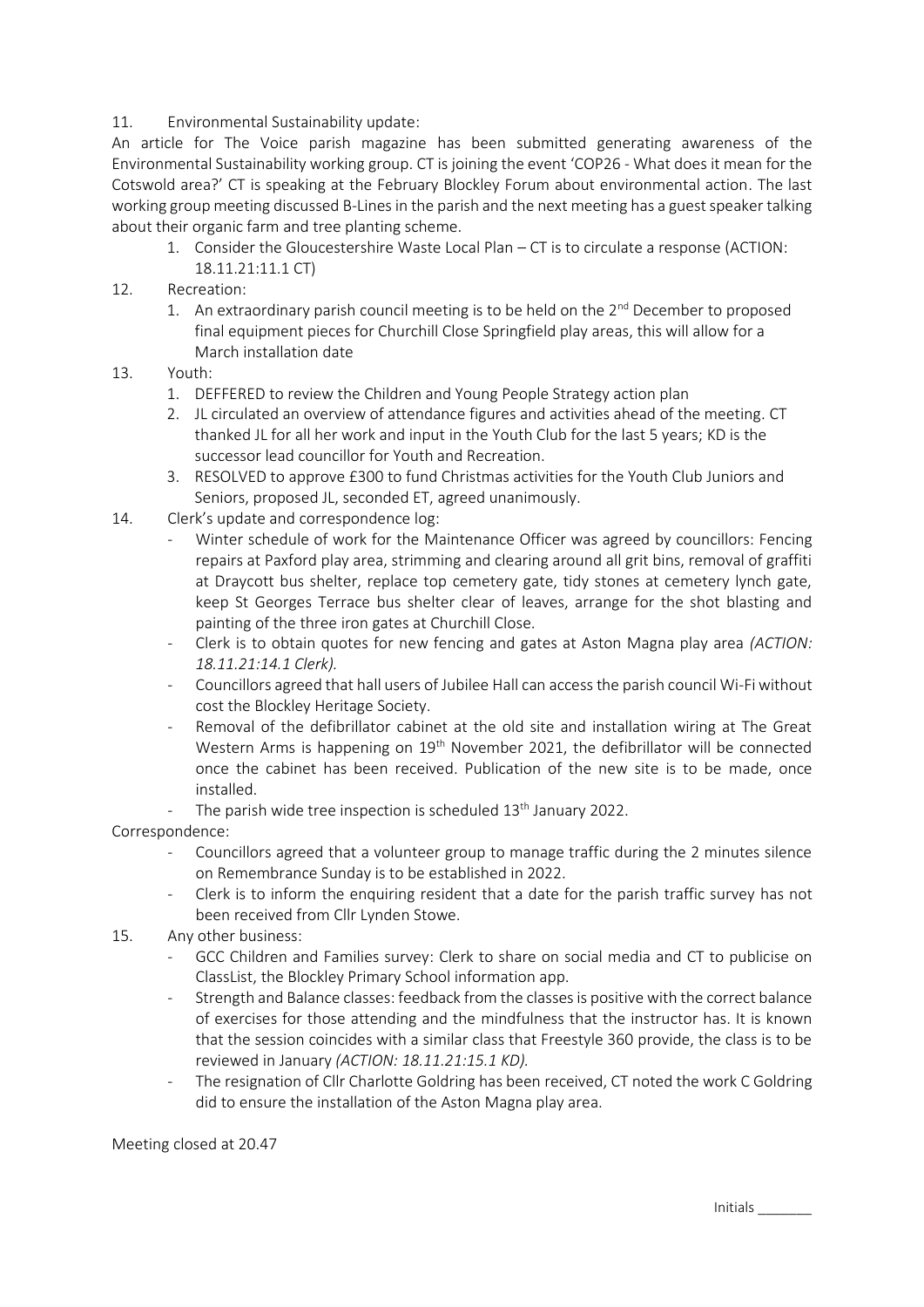11. Environmental Sustainability update:

An article for The Voice parish magazine has been submitted generating awareness of the Environmental Sustainability working group. CT is joining the event 'COP26 - What does it mean for the Cotswold area?' CT is speaking at the February Blockley Forum about environmental action. The last working group meeting discussed B-Lines in the parish and the next meeting has a guest speaker talking about their organic farm and tree planting scheme.

   1. Consider the Gloucestershire Waste Local Plan – CT is to circulate a response (ACTION: 18.11.21:11.1 CT)

12. Recreation:
   1. An extraordinary parish council meeting is to be held on the 2nd December to proposed final equipment pieces for Churchill Close Springfield play areas, this will allow for a March installation date

13. Youth:
   1. DEFFERED to review the Children and Young People Strategy action plan
   2. JL circulated an overview of attendance figures and activities ahead of the meeting. CT thanked JL for all her work and input in the Youth Club for the last 5 years; KD is the successor lead councillor for Youth and Recreation.
   3. RESOLVED to approve £300 to fund Christmas activities for the Youth Club Juniors and Seniors, proposed JL, seconded ET, agreed unanimously.

14. Clerk's update and correspondence log:
   - Winter schedule of work for the Maintenance Officer was agreed by councillors: Fencing repairs at Paxford play area, strimming and clearing around all grit bins, removal of graffiti at Draycott bus shelter, replace top cemetery gate, tidy stones at cemetery lynch gate, keep St Georges Terrace bus shelter clear of leaves, arrange for the shot blasting and painting of the three iron gates at Churchill Close.
   - Clerk is to obtain quotes for new fencing and gates at Aston Magna play area *(ACTION: 18.11.21:14.1 Clerk).*
   - Councillors agreed that hall users of Jubilee Hall can access the parish council Wi-Fi without cost the Blockley Heritage Society.
   - Removal of the defibrillator cabinet at the old site and installation wiring at The Great Western Arms is happening on 19th November 2021, the defibrillator will be connected once the cabinet has been received. Publication of the new site is to be made, once installed.
   - The parish wide tree inspection is scheduled 13th January 2022.

Correspondence:

   - Councillors agreed that a volunteer group to manage traffic during the 2 minutes silence on Remembrance Sunday is to be established in 2022.
   - Clerk is to inform the enquiring resident that a date for the parish traffic survey has not been received from Cllr Lynden Stowe.

15. Any other business:
   - GCC Children and Families survey: Clerk to share on social media and CT to publicise on ClassList, the Blockley Primary School information app.
   - Strength and Balance classes: feedback from the classes is positive with the correct balance of exercises for those attending and the mindfulness that the instructor has. It is known that the session coincides with a similar class that Freestyle 360 provide, the class is to be reviewed in January *(ACTION: 18.11.21:15.1 KD).*
   - The resignation of Cllr Charlotte Goldring has been received, CT noted the work C Goldring did to ensure the installation of the Aston Magna play area.

Meeting closed at 20.47

Initials _______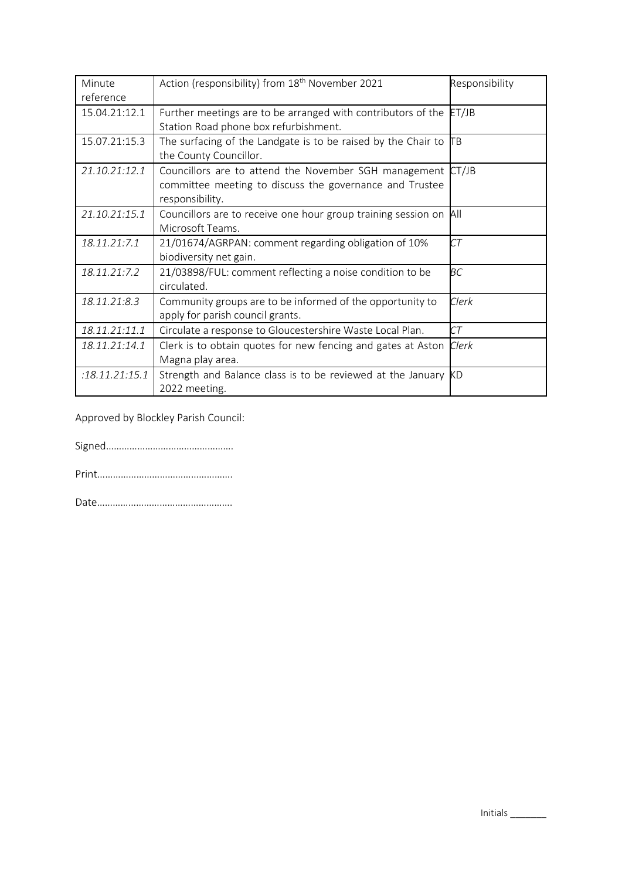| Minute reference | Action (responsibility) from 18th November 2021 | Responsibility |
|---|---|---|
| 15.04.21:12.1 | Further meetings are to be arranged with contributors of the Station Road phone box refurbishment. | ET/JB |
| 15.07.21:15.3 | The surfacing of the Landgate is to be raised by the Chair to the County Councillor. | TB |
| *21.10.21:12.1* | Councillors are to attend the November SGH management committee meeting to discuss the governance and Trustee responsibility. | CT/JB |
| *21.10.21:15.1* | Councillors are to receive one hour group training session on Microsoft Teams. | All |
| *18.11.21:7.1* | 21/01674/AGRPAN: comment regarding obligation of 10% biodiversity net gain. | *CT* |
| *18.11.21:7.2* | 21/03898/FUL: comment reflecting a noise condition to be circulated. | *BC* |
| *18.11.21:8.3* | Community groups are to be informed of the opportunity to apply for parish council grants. | *Clerk* |
| *18.11.21:11.1* | Circulate a response to Gloucestershire Waste Local Plan. | *CT* |
| *18.11.21:14.1* | Clerk is to obtain quotes for new fencing and gates at Aston Magna play area. | *Clerk* |
| *:18.11.21:15.1* | Strength and Balance class is to be reviewed at the January 2022 meeting. | KD |

Approved by Blockley Parish Council:

Signed…………………………………………

Print……………………………………………

Date……………………………………………

Initials _______